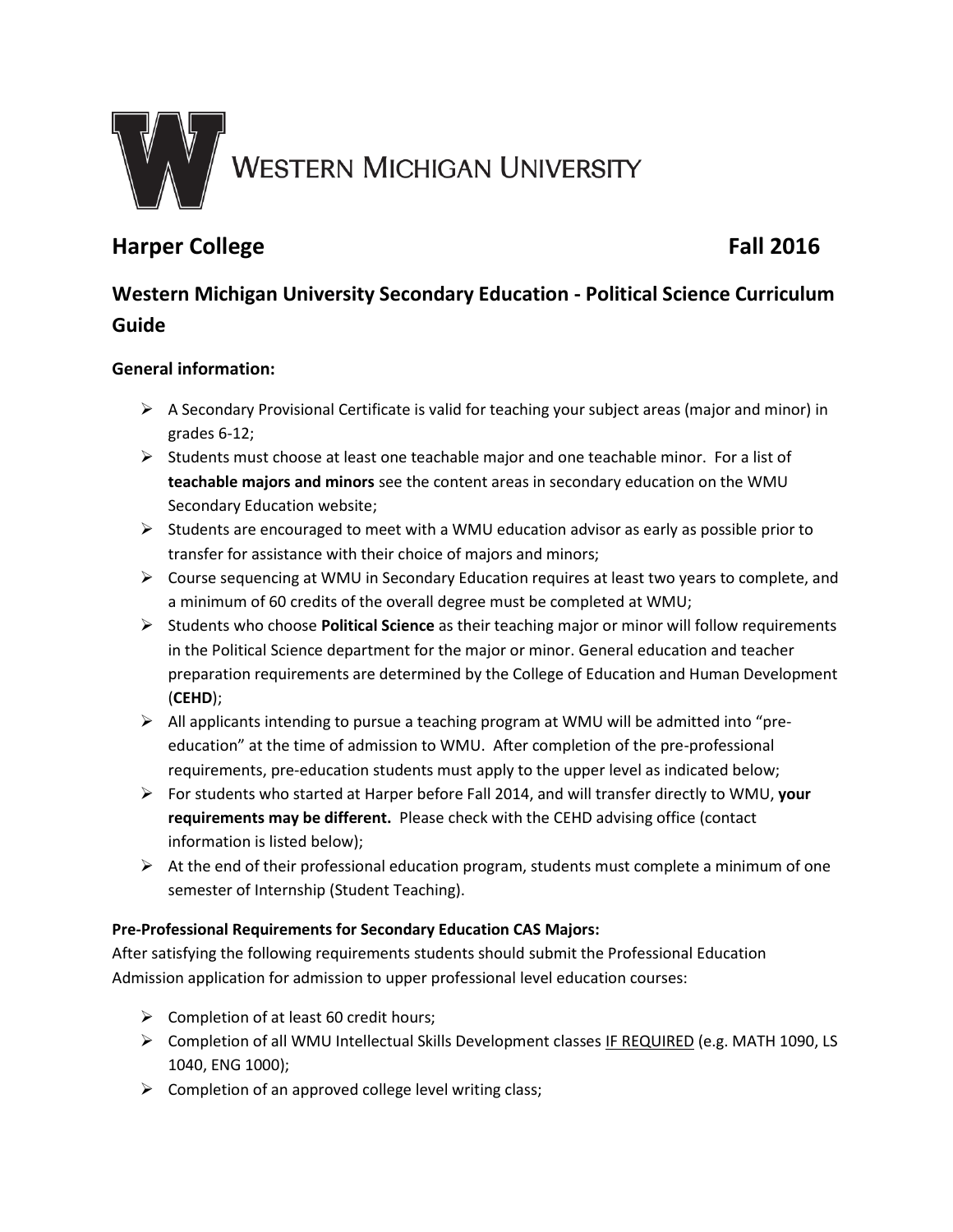**Western Michigan University**

## Harper College Fall 2016

## Western Michigan University Secondary Education - Political Science Curriculum Guide

### General information:

- A Secondary Provisional Certificate is valid for teaching your subject areas (major and minor) in grades 6-12;
- Students must choose at least one teachable major and one teachable minor. For a list of **teachable majors and minors** see the content areas in secondary education on the WMU Secondary Education website;
- Students are encouraged to meet with a WMU education advisor as early as possible prior to transfer for assistance with their choice of majors and minors;
- Course sequencing at WMU in Secondary Education requires at least two years to complete, and a minimum of 60 credits of the overall degree must be completed at WMU;
- Students who choose **Political Science** as their teaching major or minor will follow requirements in the Political Science department for the major or minor. General education and teacher preparation requirements are determined by the College of Education and Human Development (**CEHD**);
- All applicants intending to pursue a teaching program at WMU will be admitted into "pre-education" at the time of admission to WMU. After completion of the pre-professional requirements, pre-education students must apply to the upper level as indicated below;
- For students who started at Harper before Fall 2014, and will transfer directly to WMU, **your requirements may be different.** Please check with the CEHD advising office (contact information is listed below);
- At the end of their professional education program, students must complete a minimum of one semester of Internship (Student Teaching).

**Pre-Professional Requirements for Secondary Education CAS Majors:**

After satisfying the following requirements students should submit the Professional Education Admission application for admission to upper professional level education courses:

- Completion of at least 60 credit hours;
- Completion of all WMU Intellectual Skills Development classes IF REQUIRED (e.g. MATH 1090, LS 1040, ENG 1000);
- Completion of an approved college level writing class;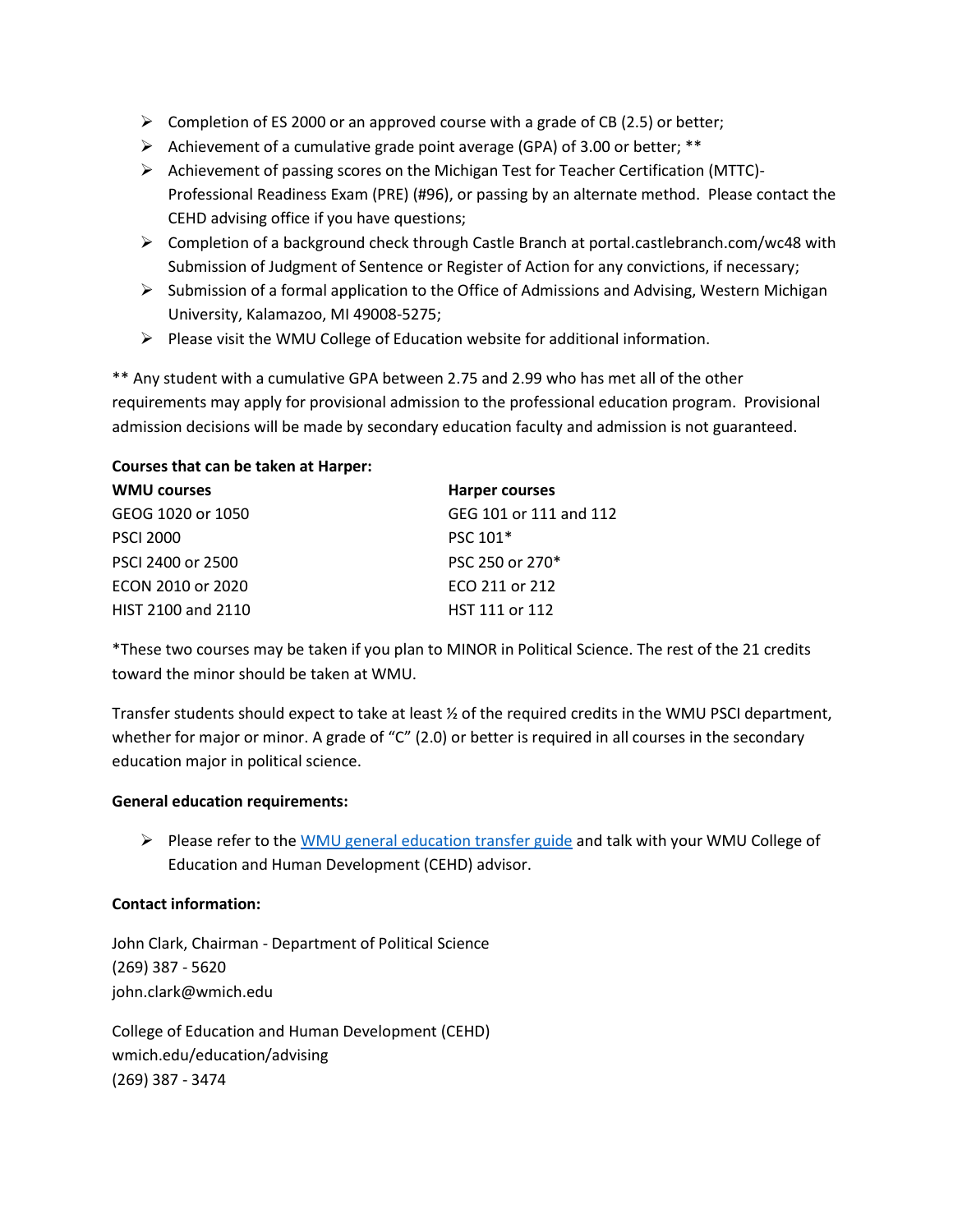- Completion of ES 2000 or an approved course with a grade of CB (2.5) or better;
- Achievement of a cumulative grade point average (GPA) of 3.00 or better; **
- Achievement of passing scores on the Michigan Test for Teacher Certification (MTTC)-Professional Readiness Exam (PRE) (#96), or passing by an alternate method. Please contact the CEHD advising office if you have questions;
- Completion of a background check through Castle Branch at portal.castlebranch.com/wc48 with Submission of Judgment of Sentence or Register of Action for any convictions, if necessary;
- Submission of a formal application to the Office of Admissions and Advising, Western Michigan University, Kalamazoo, MI 49008-5275;
- Please visit the WMU College of Education website for additional information.

** Any student with a cumulative GPA between 2.75 and 2.99 who has met all of the other requirements may apply for provisional admission to the professional education program. Provisional admission decisions will be made by secondary education faculty and admission is not guaranteed.

**Courses that can be taken at Harper:**

| WMU courses | Harper courses |
|---|---|
| GEOG 1020 or 1050 | GEG 101 or 111 and 112 |
| PSCI 2000 | PSC 101* |
| PSCI 2400 or 2500 | PSC 250 or 270* |
| ECON 2010 or 2020 | ECO 211 or 212 |
| HIST 2100 and 2110 | HST 111 or 112 |

*These two courses may be taken if you plan to MINOR in Political Science. The rest of the 21 credits toward the minor should be taken at WMU.

Transfer students should expect to take at least ½ of the required credits in the WMU PSCI department, whether for major or minor. A grade of "C" (2.0) or better is required in all courses in the secondary education major in political science.

**General education requirements:**

- Please refer to the WMU general education transfer guide and talk with your WMU College of Education and Human Development (CEHD) advisor.

**Contact information:**

John Clark, Chairman - Department of Political Science
(269) 387 - 5620
john.clark@wmich.edu

College of Education and Human Development (CEHD)
wmich.edu/education/advising
(269) 387 - 3474